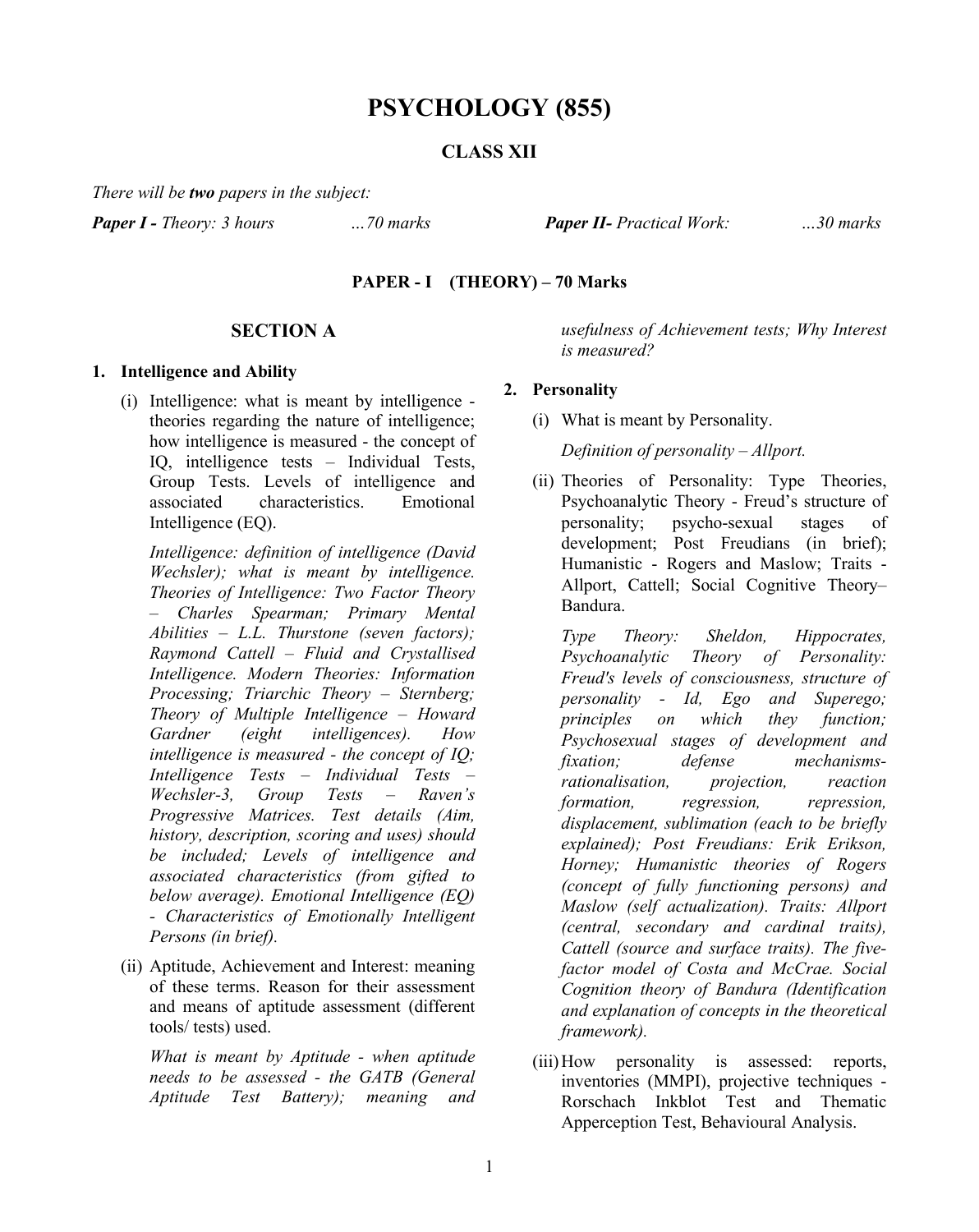# PSYCHOLOGY (855)

## CLASS XII

*There will be **two** papers in the subject:*

***Paper I -** Theory: 3 hours …70 marks* ***Paper II-** Practical Work: …30 marks*

### PAPER - I (THEORY) – 70 Marks

### SECTION A

**1. Intelligence and Ability**

(i) Intelligence: what is meant by intelligence - theories regarding the nature of intelligence; how intelligence is measured - the concept of IQ, intelligence tests – Individual Tests, Group Tests. Levels of intelligence and associated characteristics. Emotional Intelligence (EQ).

*Intelligence: definition of intelligence (David Wechsler); what is meant by intelligence. Theories of Intelligence: Two Factor Theory – Charles Spearman; Primary Mental Abilities – L.L. Thurstone (seven factors); Raymond Cattell – Fluid and Crystallised Intelligence. Modern Theories: Information Processing; Triarchic Theory – Sternberg; Theory of Multiple Intelligence – Howard Gardner (eight intelligences). How intelligence is measured - the concept of IQ; Intelligence Tests – Individual Tests – Wechsler-3, Group Tests – Raven's Progressive Matrices. Test details (Aim, history, description, scoring and uses) should be included; Levels of intelligence and associated characteristics (from gifted to below average). Emotional Intelligence (EQ) - Characteristics of Emotionally Intelligent Persons (in brief).*

(ii) Aptitude, Achievement and Interest: meaning of these terms. Reason for their assessment and means of aptitude assessment (different tools/ tests) used.

*What is meant by Aptitude - when aptitude needs to be assessed - the GATB (General Aptitude Test Battery); meaning and usefulness of Achievement tests; Why Interest is measured?*

**2. Personality**

(i) What is meant by Personality.

*Definition of personality – Allport.*

(ii) Theories of Personality: Type Theories, Psychoanalytic Theory - Freud's structure of personality; psycho-sexual stages of development; Post Freudians (in brief); Humanistic - Rogers and Maslow; Traits - Allport, Cattell; Social Cognitive Theory– Bandura.

*Type Theory: Sheldon, Hippocrates, Psychoanalytic Theory of Personality: Freud's levels of consciousness, structure of personality - Id, Ego and Superego; principles on which they function; Psychosexual stages of development and fixation; defense mechanisms- rationalisation, projection, reaction formation, regression, repression, displacement, sublimation (each to be briefly explained); Post Freudians: Erik Erikson, Horney; Humanistic theories of Rogers (concept of fully functioning persons) and Maslow (self actualization). Traits: Allport (central, secondary and cardinal traits), Cattell (source and surface traits). The five-factor model of Costa and McCrae. Social Cognition theory of Bandura (Identification and explanation of concepts in the theoretical framework).*

(iii) How personality is assessed: reports, inventories (MMPI), projective techniques - Rorschach Inkblot Test and Thematic Apperception Test, Behavioural Analysis.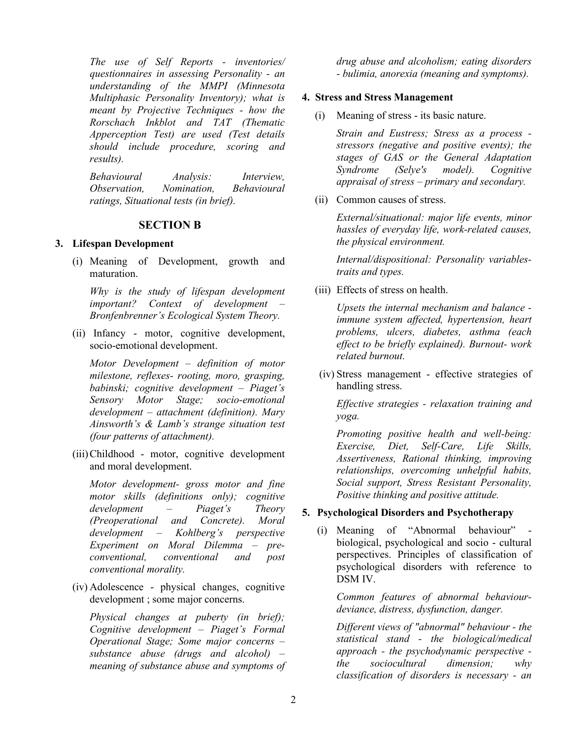*The use of Self Reports - inventories/ questionnaires in assessing Personality - an understanding of the MMPI (Minnesota Multiphasic Personality Inventory); what is meant by Projective Techniques - how the Rorschach Inkblot and TAT (Thematic Apperception Test) are used (Test details should include procedure, scoring and results).*

*Behavioural Analysis: Interview, Observation, Nomination, Behavioural ratings, Situational tests (in brief).*

## SECTION B

### 3. Lifespan Development

(i) Meaning of Development, growth and maturation.

*Why is the study of lifespan development important? Context of development – Bronfenbrenner's Ecological System Theory.*

(ii) Infancy - motor, cognitive development, socio-emotional development.

*Motor Development – definition of motor milestone, reflexes- rooting, moro, grasping, babinski; cognitive development – Piaget's Sensory Motor Stage; socio-emotional development – attachment (definition). Mary Ainsworth's & Lamb's strange situation test (four patterns of attachment).*

(iii) Childhood - motor, cognitive development and moral development.

*Motor development- gross motor and fine motor skills (definitions only); cognitive development – Piaget's Theory (Preoperational and Concrete). Moral development – Kohlberg's perspective Experiment on Moral Dilemma – pre-conventional, conventional and post conventional morality.*

(iv) Adolescence - physical changes, cognitive development ; some major concerns.

*Physical changes at puberty (in brief); Cognitive development – Piaget's Formal Operational Stage; Some major concerns – substance abuse (drugs and alcohol) – meaning of substance abuse and symptoms of drug abuse and alcoholism; eating disorders - bulimia, anorexia (meaning and symptoms).*

### 4. Stress and Stress Management

(i) Meaning of stress - its basic nature.

*Strain and Eustress; Stress as a process - stressors (negative and positive events); the stages of GAS or the General Adaptation Syndrome (Selye's model). Cognitive appraisal of stress – primary and secondary.*

(ii) Common causes of stress.

*External/situational: major life events, minor hassles of everyday life, work-related causes, the physical environment.*

*Internal/dispositional: Personality variables- traits and types.*

(iii) Effects of stress on health.

*Upsets the internal mechanism and balance - immune system affected, hypertension, heart problems, ulcers, diabetes, asthma (each effect to be briefly explained). Burnout- work related burnout.*

(iv) Stress management - effective strategies of handling stress.

*Effective strategies - relaxation training and yoga.*

*Promoting positive health and well-being: Exercise, Diet, Self-Care, Life Skills, Assertiveness, Rational thinking, improving relationships, overcoming unhelpful habits, Social support, Stress Resistant Personality, Positive thinking and positive attitude.*

### 5. Psychological Disorders and Psychotherapy

(i) Meaning of "Abnormal behaviour" - biological, psychological and socio - cultural perspectives. Principles of classification of psychological disorders with reference to DSM IV.

*Common features of abnormal behaviour- deviance, distress, dysfunction, danger.*

*Different views of "abnormal" behaviour - the statistical stand - the biological/medical approach - the psychodynamic perspective - the sociocultural dimension; why classification of disorders is necessary - an*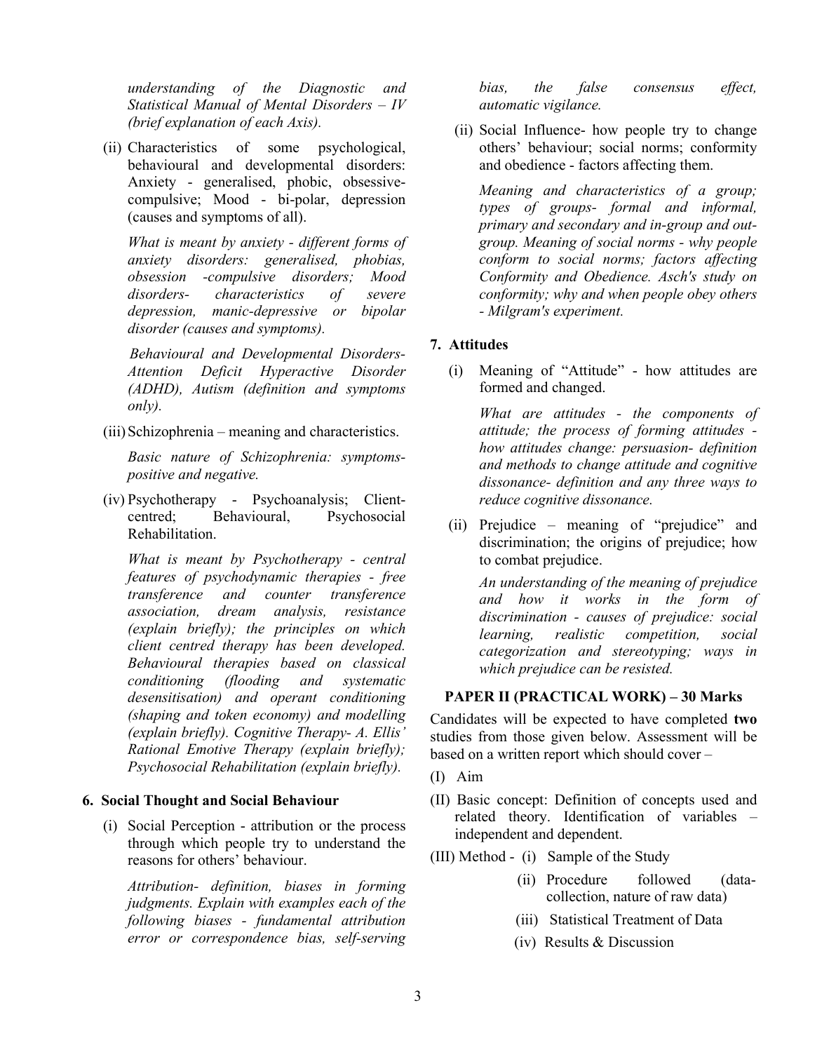*understanding of the Diagnostic and Statistical Manual of Mental Disorders – IV (brief explanation of each Axis).*

(ii) Characteristics of some psychological, behavioural and developmental disorders: Anxiety - generalised, phobic, obsessive-compulsive; Mood - bi-polar, depression (causes and symptoms of all).

*What is meant by anxiety - different forms of anxiety disorders: generalised, phobias, obsession -compulsive disorders; Mood disorders- characteristics of severe depression, manic-depressive or bipolar disorder (causes and symptoms).*

*Behavioural and Developmental Disorders- Attention Deficit Hyperactive Disorder (ADHD), Autism (definition and symptoms only).*

(iii) Schizophrenia – meaning and characteristics.

*Basic nature of Schizophrenia: symptoms- positive and negative.*

(iv) Psychotherapy - Psychoanalysis; Client-centred; Behavioural, Psychosocial Rehabilitation.

*What is meant by Psychotherapy - central features of psychodynamic therapies - free transference and counter transference association, dream analysis, resistance (explain briefly); the principles on which client centred therapy has been developed. Behavioural therapies based on classical conditioning (flooding and systematic desensitisation) and operant conditioning (shaping and token economy) and modelling (explain briefly). Cognitive Therapy- A. Ellis' Rational Emotive Therapy (explain briefly); Psychosocial Rehabilitation (explain briefly).*

### 6. Social Thought and Social Behaviour

(i) Social Perception - attribution or the process through which people try to understand the reasons for others' behaviour.

*Attribution- definition, biases in forming judgments. Explain with examples each of the following biases - fundamental attribution error or correspondence bias, self-serving bias, the false consensus effect, automatic vigilance.*

(ii) Social Influence- how people try to change others' behaviour; social norms; conformity and obedience - factors affecting them.

*Meaning and characteristics of a group; types of groups- formal and informal, primary and secondary and in-group and out-group. Meaning of social norms - why people conform to social norms; factors affecting Conformity and Obedience. Asch's study on conformity; why and when people obey others - Milgram's experiment.*

### 7. Attitudes

(i) Meaning of "Attitude" - how attitudes are formed and changed.

*What are attitudes - the components of attitude; the process of forming attitudes - how attitudes change: persuasion- definition and methods to change attitude and cognitive dissonance- definition and any three ways to reduce cognitive dissonance.*

(ii) Prejudice – meaning of "prejudice" and discrimination; the origins of prejudice; how to combat prejudice.

*An understanding of the meaning of prejudice and how it works in the form of discrimination - causes of prejudice: social learning, realistic competition, social categorization and stereotyping; ways in which prejudice can be resisted.*

## PAPER II (PRACTICAL WORK) – 30 Marks

Candidates will be expected to have completed **two** studies from those given below. Assessment will be based on a written report which should cover –

(I) Aim

(II) Basic concept: Definition of concepts used and related theory. Identification of variables – independent and dependent.

(III) Method - (i) Sample of the Study

(ii) Procedure followed (data-collection, nature of raw data)

(iii) Statistical Treatment of Data

(iv) Results & Discussion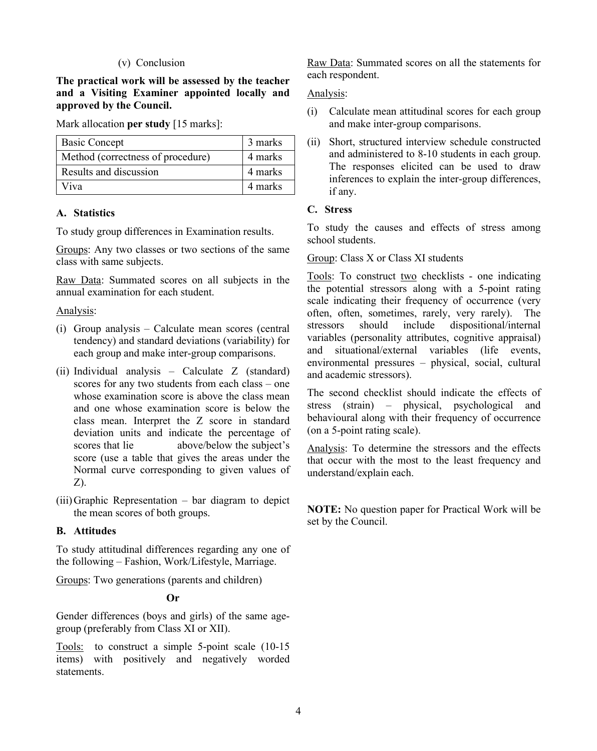(v) Conclusion

**The practical work will be assessed by the teacher and a Visiting Examiner appointed locally and approved by the Council.**

Mark allocation **per study** [15 marks]:

| | |
|---|---|
| Basic Concept | 3 marks |
| Method (correctness of procedure) | 4 marks |
| Results and discussion | 4 marks |
| Viva | 4 marks |

**A. Statistics**

To study group differences in Examination results.

Groups: Any two classes or two sections of the same class with same subjects.

Raw Data: Summated scores on all subjects in the annual examination for each student.

Analysis:

(i) Group analysis – Calculate mean scores (central tendency) and standard deviations (variability) for each group and make inter-group comparisons.

(ii) Individual analysis – Calculate Z (standard) scores for any two students from each class – one whose examination score is above the class mean and one whose examination score is below the class mean. Interpret the Z score in standard deviation units and indicate the percentage of scores that lie above/below the subject's score (use a table that gives the areas under the Normal curve corresponding to given values of Z).

(iii) Graphic Representation – bar diagram to depict the mean scores of both groups.

**B. Attitudes**

To study attitudinal differences regarding any one of the following – Fashion, Work/Lifestyle, Marriage.

Groups: Two generations (parents and children)

**Or**

Gender differences (boys and girls) of the same age-group (preferably from Class XI or XII).

Tools: to construct a simple 5-point scale (10-15 items) with positively and negatively worded statements.

Raw Data: Summated scores on all the statements for each respondent.

Analysis:

(i) Calculate mean attitudinal scores for each group and make inter-group comparisons.

(ii) Short, structured interview schedule constructed and administered to 8-10 students in each group. The responses elicited can be used to draw inferences to explain the inter-group differences, if any.

**C. Stress**

To study the causes and effects of stress among school students.

Group: Class X or Class XI students

Tools: To construct two checklists - one indicating the potential stressors along with a 5-point rating scale indicating their frequency of occurrence (very often, often, sometimes, rarely, very rarely). The stressors should include dispositional/internal variables (personality attributes, cognitive appraisal) and situational/external variables (life events, environmental pressures – physical, social, cultural and academic stressors).

The second checklist should indicate the effects of stress (strain) – physical, psychological and behavioural along with their frequency of occurrence (on a 5-point rating scale).

Analysis: To determine the stressors and the effects that occur with the most to the least frequency and understand/explain each.

**NOTE:** No question paper for Practical Work will be set by the Council.